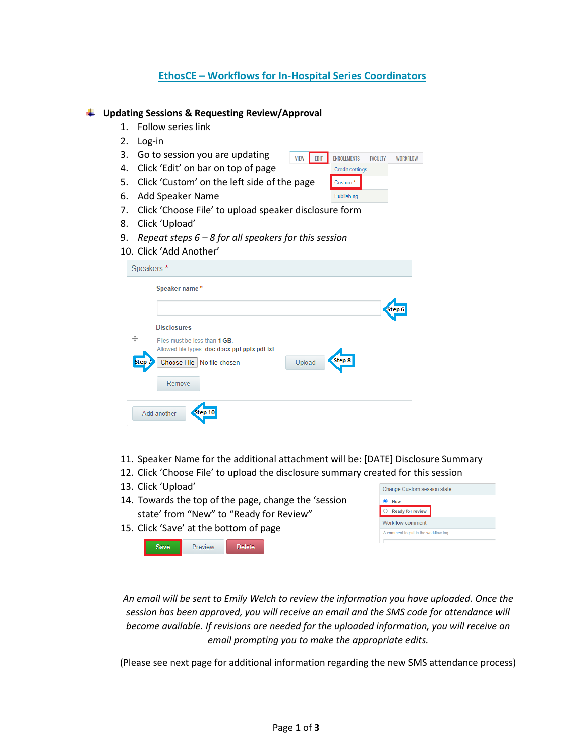# EthosCE – Workflows for In-Hospital Series Coordinators

## Updating Sessions & Requesting Review/Approval

1. Follow series link
2. Log-in
3. Go to session you are updating
4. Click 'Edit' on bar on top of page
5. Click 'Custom' on the left side of the page
6. Add Speaker Name
7. Click 'Choose File' to upload speaker disclosure form
8. Click 'Upload'
9. *Repeat steps 6 – 8 for all speakers for this session*
10. Click 'Add Another'
11. Speaker Name for the additional attachment will be: [DATE] Disclosure Summary
12. Click 'Choose File' to upload the disclosure summary created for this session
13. Click 'Upload'
14. Towards the top of the page, change the 'session state' from "New" to "Ready for Review"
15. Click 'Save' at the bottom of page

*An email will be sent to Emily Welch to review the information you have uploaded. Once the session has been approved, you will receive an email and the SMS code for attendance will become available. If revisions are needed for the uploaded information, you will receive an email prompting you to make the appropriate edits.*

(Please see next page for additional information regarding the new SMS attendance process)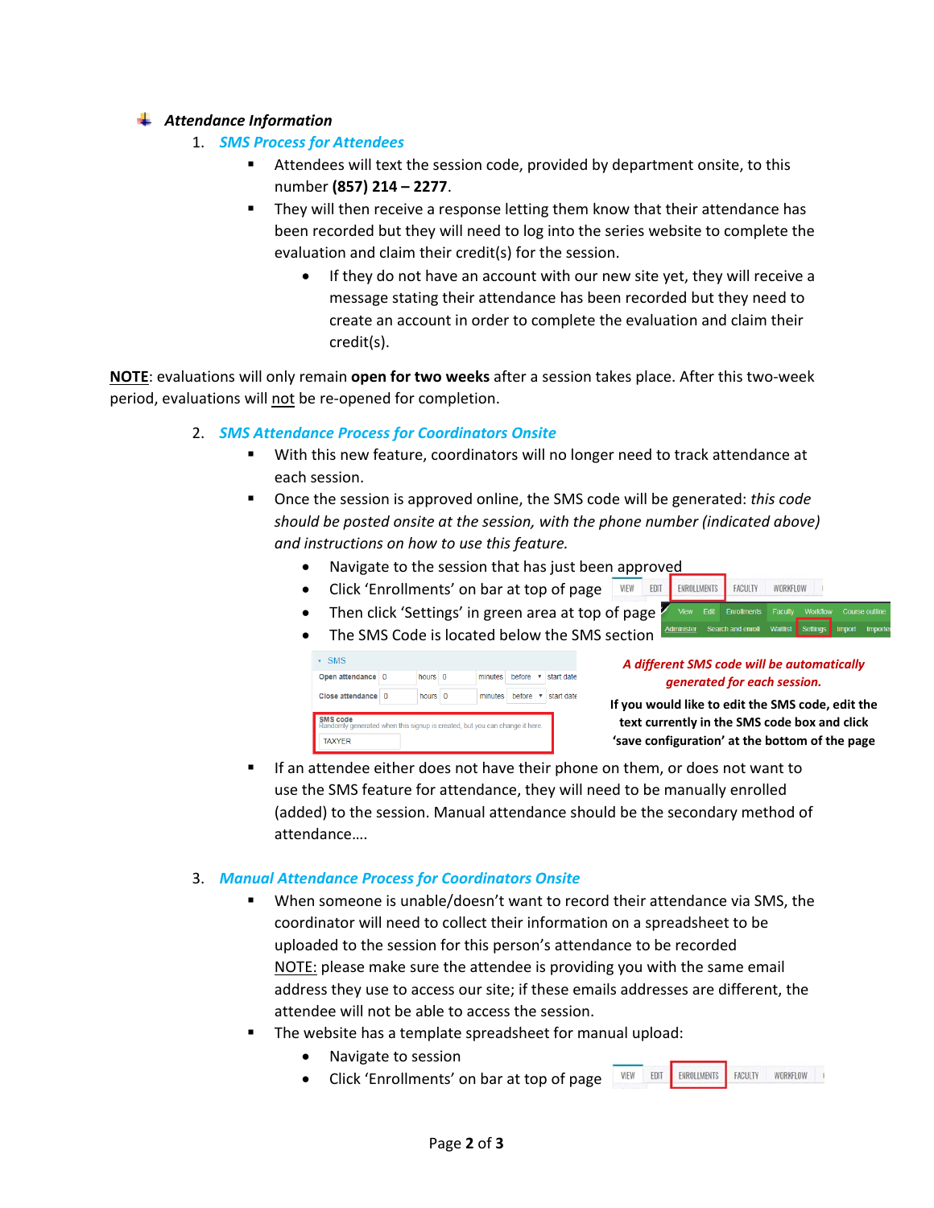### *Attendance Information*

1. ***SMS Process for Attendees***
   - Attendees will text the session code, provided by department onsite, to this number **(857) 214 – 2277**.
   - They will then receive a response letting them know that their attendance has been recorded but they will need to log into the series website to complete the evaluation and claim their credit(s) for the session.
     - If they do not have an account with our new site yet, they will receive a message stating their attendance has been recorded but they need to create an account in order to complete the evaluation and claim their credit(s).

**NOTE**: evaluations will only remain **open for two weeks** after a session takes place. After this two-week period, evaluations will not be re-opened for completion.

2. ***SMS Attendance Process for Coordinators Onsite***
   - With this new feature, coordinators will no longer need to track attendance at each session.
   - Once the session is approved online, the SMS code will be generated: *this code should be posted onsite at the session, with the phone number (indicated above) and instructions on how to use this feature.*
     - Navigate to the session that has just been approved
     - Click 'Enrollments' on bar at top of page
     - Then click 'Settings' in green area at top of page
     - The SMS Code is located below the SMS section

   ***A different SMS code will be automatically generated for each session.***

   **If you would like to edit the SMS code, edit the text currently in the SMS code box and click 'save configuration' at the bottom of the page**

   - If an attendee either does not have their phone on them, or does not want to use the SMS feature for attendance, they will need to be manually enrolled (added) to the session. Manual attendance should be the secondary method of attendance….

3. ***Manual Attendance Process for Coordinators Onsite***
   - When someone is unable/doesn't want to record their attendance via SMS, the coordinator will need to collect their information on a spreadsheet to be uploaded to the session for this person's attendance to be recorded
     NOTE: please make sure the attendee is providing you with the same email address they use to access our site; if these emails addresses are different, the attendee will not be able to access the session.
   - The website has a template spreadsheet for manual upload:
     - Navigate to session
     - Click 'Enrollments' on bar at top of page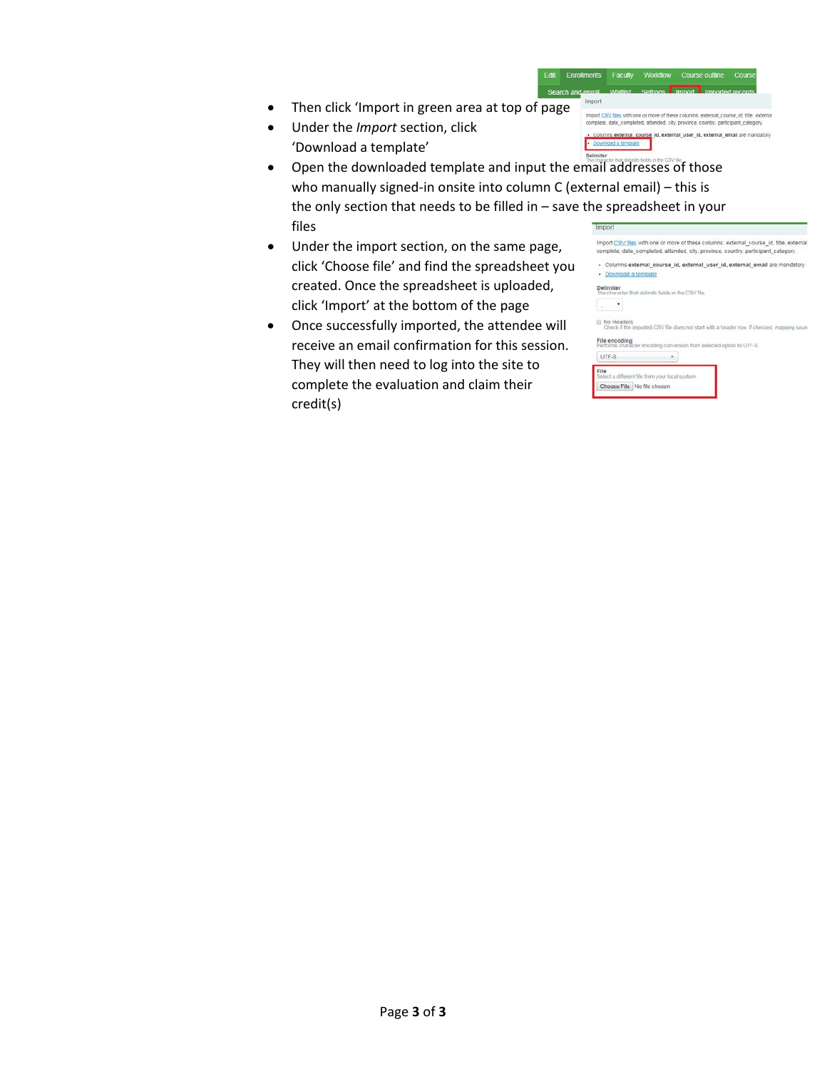- Then click 'Import in green area at top of page
- Under the *Import* section, click 'Download a template'
- Open the downloaded template and input the email addresses of those who manually signed-in onsite into column C (external email) – this is the only section that needs to be filled in – save the spreadsheet in your files
- Under the import section, on the same page, click 'Choose file' and find the spreadsheet you created. Once the spreadsheet is uploaded, click 'Import' at the bottom of the page
- Once successfully imported, the attendee will receive an email confirmation for this session. They will then need to log into the site to complete the evaluation and claim their credit(s)